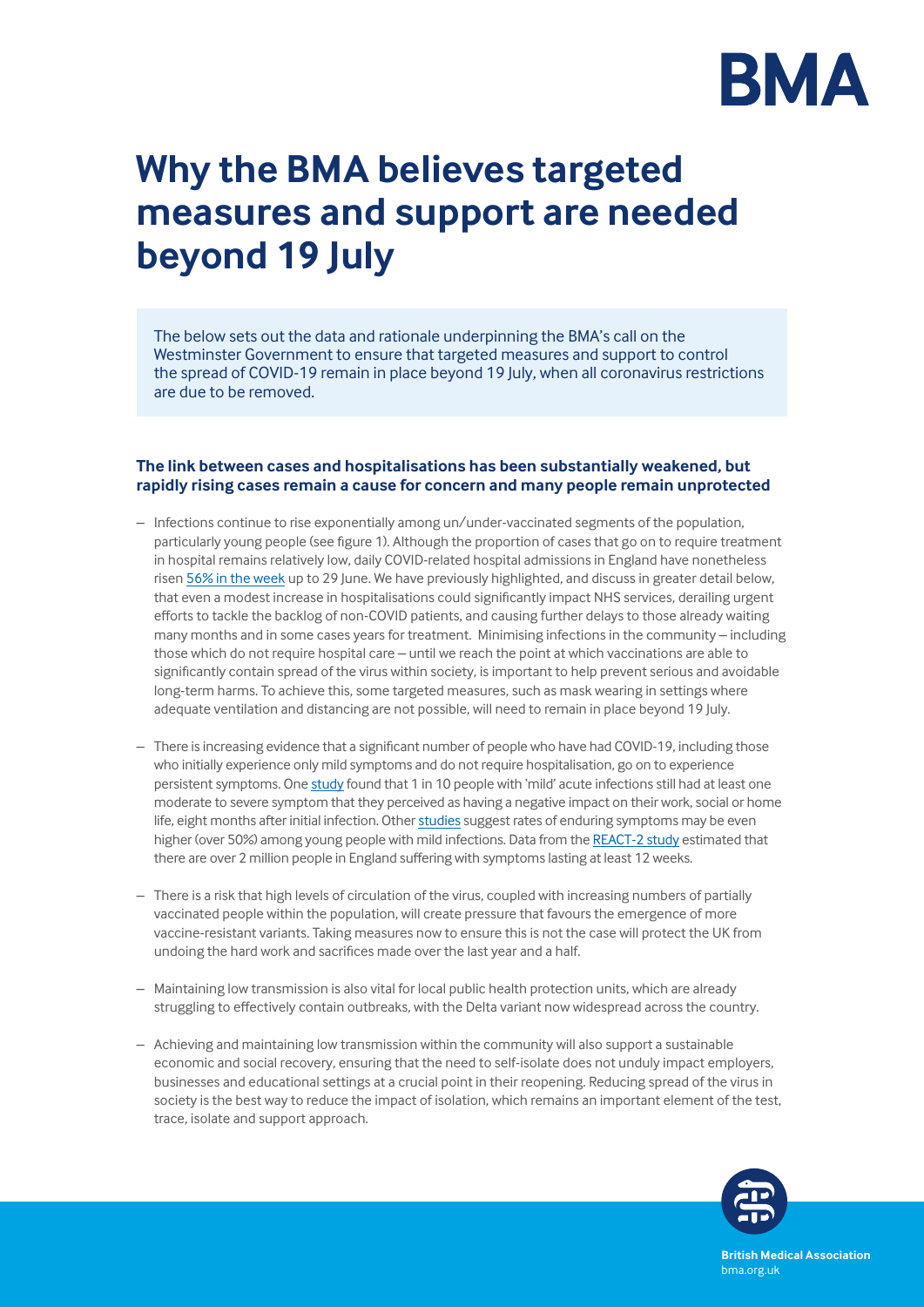# Why the BMA believes targeted measures and support are needed beyond 19 July

The below sets out the data and rationale underpinning the BMA's call on the Westminster Government to ensure that targeted measures and support to control the spread of COVID-19 remain in place beyond 19 July, when all coronavirus restrictions are due to be removed.

**The link between cases and hospitalisations has been substantially weakened, but rapidly rising cases remain a cause for concern and many people remain unprotected**

- Infections continue to rise exponentially among un/under-vaccinated segments of the population, particularly young people (see figure 1). Although the proportion of cases that go on to require treatment in hospital remains relatively low, daily COVID-related hospital admissions in England have nonetheless risen 56% in the week up to 29 June. We have previously highlighted, and discuss in greater detail below, that even a modest increase in hospitalisations could significantly impact NHS services, derailing urgent efforts to tackle the backlog of non-COVID patients, and causing further delays to those already waiting many months and in some cases years for treatment. Minimising infections in the community – including those which do not require hospital care – until we reach the point at which vaccinations are able to significantly contain spread of the virus within society, is important to help prevent serious and avoidable long-term harms. To achieve this, some targeted measures, such as mask wearing in settings where adequate ventilation and distancing are not possible, will need to remain in place beyond 19 July.
- There is increasing evidence that a significant number of people who have had COVID-19, including those who initially experience only mild symptoms and do not require hospitalisation, go on to experience persistent symptoms. One study found that 1 in 10 people with 'mild' acute infections still had at least one moderate to severe symptom that they perceived as having a negative impact on their work, social or home life, eight months after initial infection. Other studies suggest rates of enduring symptoms may be even higher (over 50%) among young people with mild infections. Data from the REACT-2 study estimated that there are over 2 million people in England suffering with symptoms lasting at least 12 weeks.
- There is a risk that high levels of circulation of the virus, coupled with increasing numbers of partially vaccinated people within the population, will create pressure that favours the emergence of more vaccine-resistant variants. Taking measures now to ensure this is not the case will protect the UK from undoing the hard work and sacrifices made over the last year and a half.
- Maintaining low transmission is also vital for local public health protection units, which are already struggling to effectively contain outbreaks, with the Delta variant now widespread across the country.
- Achieving and maintaining low transmission within the community will also support a sustainable economic and social recovery, ensuring that the need to self-isolate does not unduly impact employers, businesses and educational settings at a crucial point in their reopening. Reducing spread of the virus in society is the best way to reduce the impact of isolation, which remains an important element of the test, trace, isolate and support approach.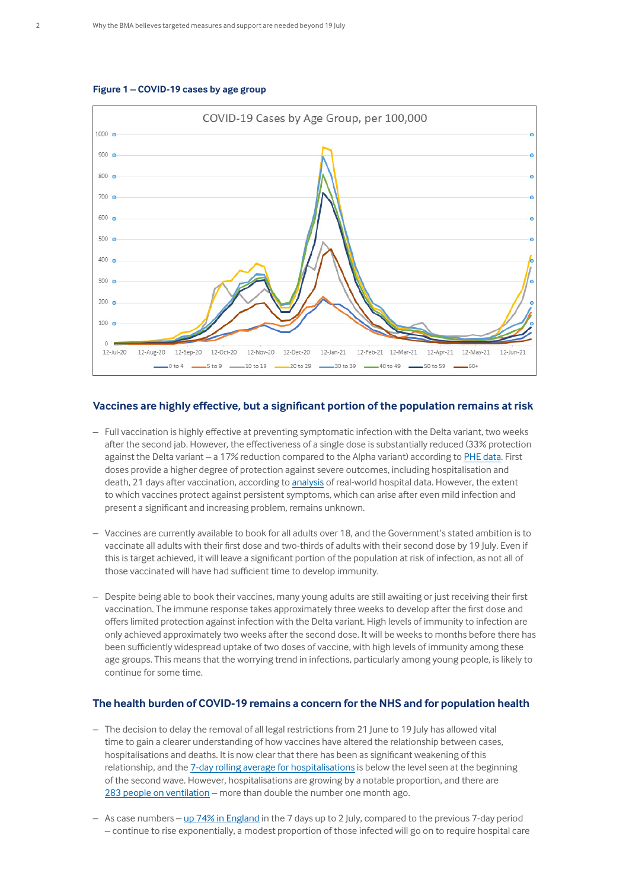**Figure 1 – COVID-19 cases by age group**

## Vaccines are highly effective, but a significant portion of the population remains at risk

- Full vaccination is highly effective at preventing symptomatic infection with the Delta variant, two weeks after the second jab. However, the effectiveness of a single dose is substantially reduced (33% protection against the Delta variant – a 17% reduction compared to the Alpha variant) according to PHE data. First doses provide a higher degree of protection against severe outcomes, including hospitalisation and death, 21 days after vaccination, according to analysis of real-world hospital data. However, the extent to which vaccines protect against persistent symptoms, which can arise after even mild infection and present a significant and increasing problem, remains unknown.

- Vaccines are currently available to book for all adults over 18, and the Government's stated ambition is to vaccinate all adults with their first dose and two-thirds of adults with their second dose by 19 July. Even if this is target achieved, it will leave a significant portion of the population at risk of infection, as not all of those vaccinated will have had sufficient time to develop immunity.

- Despite being able to book their vaccines, many young adults are still awaiting or just receiving their first vaccination. The immune response takes approximately three weeks to develop after the first dose and offers limited protection against infection with the Delta variant. High levels of immunity to infection are only achieved approximately two weeks after the second dose. It will be weeks to months before there has been sufficiently widespread uptake of two doses of vaccine, with high levels of immunity among these age groups. This means that the worrying trend in infections, particularly among young people, is likely to continue for some time.

## The health burden of COVID-19 remains a concern for the NHS and for population health

- The decision to delay the removal of all legal restrictions from 21 June to 19 July has allowed vital time to gain a clearer understanding of how vaccines have altered the relationship between cases, hospitalisations and deaths. It is now clear that there has been as significant weakening of this relationship, and the 7-day rolling average for hospitalisations is below the level seen at the beginning of the second wave. However, hospitalisations are growing by a notable proportion, and there are 283 people on ventilation – more than double the number one month ago.

- As case numbers – up 74% in England in the 7 days up to 2 July, compared to the previous 7-day period – continue to rise exponentially, a modest proportion of those infected will go on to require hospital care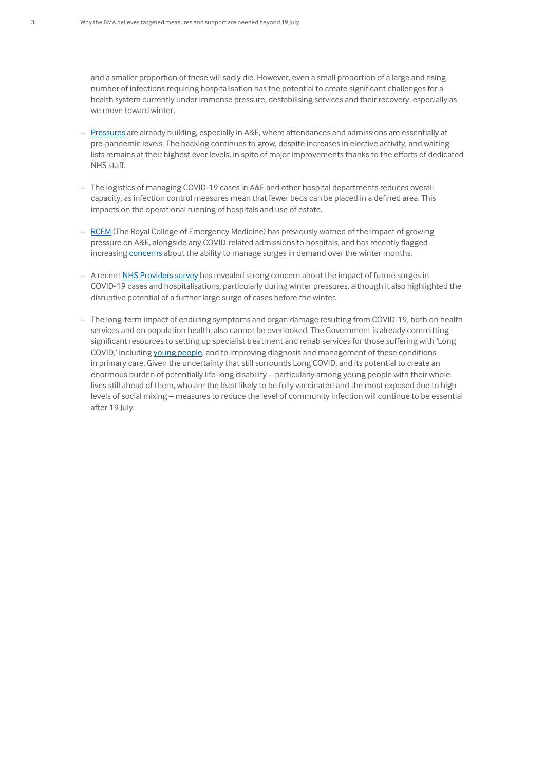and a smaller proportion of these will sadly die. However, even a small proportion of a large and rising number of infections requiring hospitalisation has the potential to create significant challenges for a health system currently under immense pressure, destabilising services and their recovery, especially as we move toward winter.

- Pressures are already building, especially in A&E, where attendances and admissions are essentially at pre-pandemic levels. The backlog continues to grow, despite increases in elective activity, and waiting lists remains at their highest ever levels, in spite of major improvements thanks to the efforts of dedicated NHS staff.

- The logistics of managing COVID-19 cases in A&E and other hospital departments reduces overall capacity, as infection control measures mean that fewer beds can be placed in a defined area. This impacts on the operational running of hospitals and use of estate.

- RCEM (The Royal College of Emergency Medicine) has previously warned of the impact of growing pressure on A&E, alongside any COVID-related admissions to hospitals, and has recently flagged increasing concerns about the ability to manage surges in demand over the winter months.

- A recent NHS Providers survey has revealed strong concern about the impact of future surges in COVID-19 cases and hospitalisations, particularly during winter pressures, although it also highlighted the disruptive potential of a further large surge of cases before the winter.

- The long-term impact of enduring symptoms and organ damage resulting from COVID-19, both on health services and on population health, also cannot be overlooked. The Government is already committing significant resources to setting up specialist treatment and rehab services for those suffering with 'Long COVID,' including young people, and to improving diagnosis and management of these conditions in primary care. Given the uncertainty that still surrounds Long COVID, and its potential to create an enormous burden of potentially life-long disability – particularly among young people with their whole lives still ahead of them, who are the least likely to be fully vaccinated and the most exposed due to high levels of social mixing – measures to reduce the level of community infection will continue to be essential after 19 July.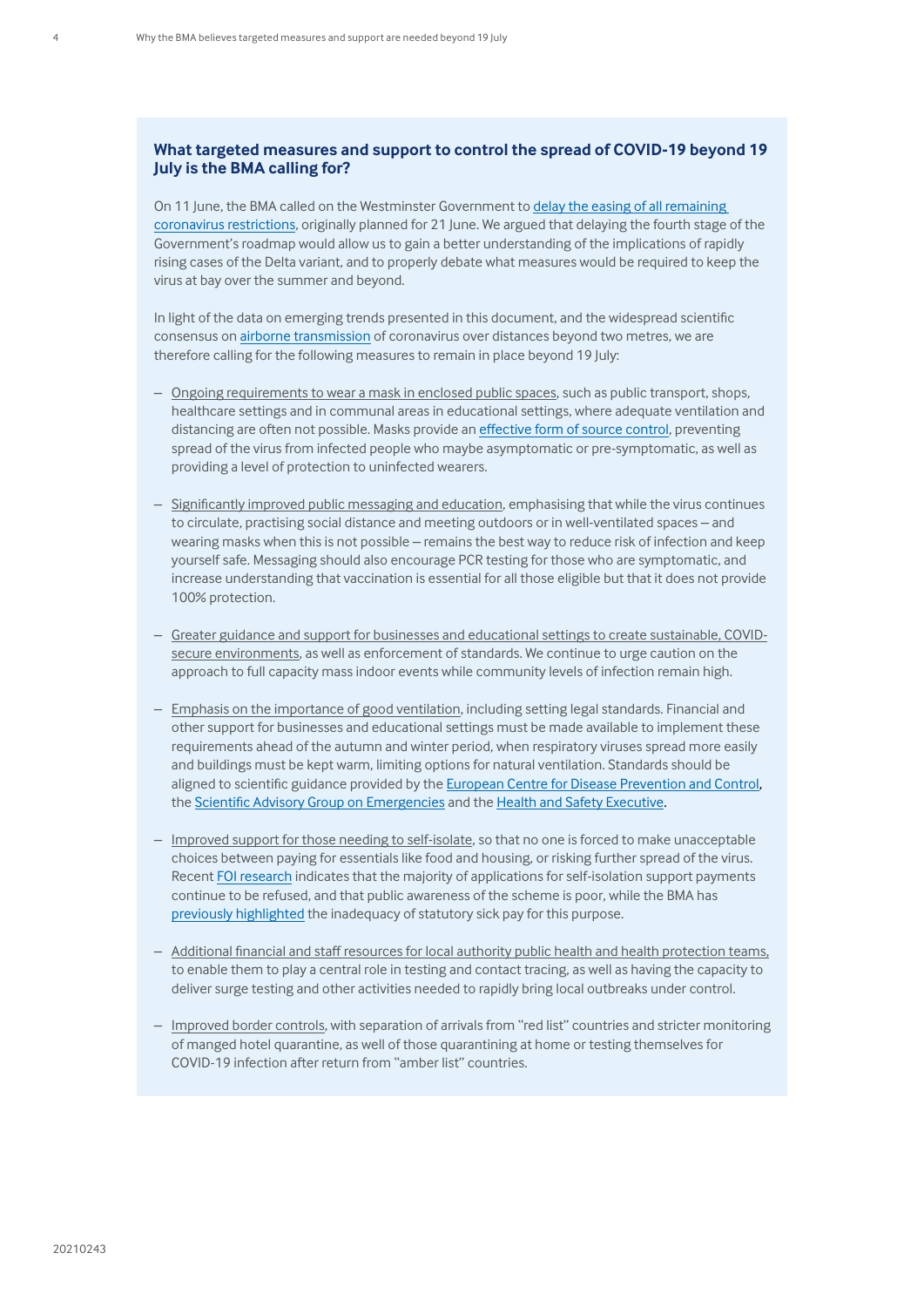### What targeted measures and support to control the spread of COVID-19 beyond 19 July is the BMA calling for?

On 11 June, the BMA called on the Westminster Government to delay the easing of all remaining coronavirus restrictions, originally planned for 21 June. We argued that delaying the fourth stage of the Government's roadmap would allow us to gain a better understanding of the implications of rapidly rising cases of the Delta variant, and to properly debate what measures would be required to keep the virus at bay over the summer and beyond.

In light of the data on emerging trends presented in this document, and the widespread scientific consensus on airborne transmission of coronavirus over distances beyond two metres, we are therefore calling for the following measures to remain in place beyond 19 July:

- Ongoing requirements to wear a mask in enclosed public spaces, such as public transport, shops, healthcare settings and in communal areas in educational settings, where adequate ventilation and distancing are often not possible. Masks provide an effective form of source control, preventing spread of the virus from infected people who maybe asymptomatic or pre-symptomatic, as well as providing a level of protection to uninfected wearers.

- Significantly improved public messaging and education, emphasising that while the virus continues to circulate, practising social distance and meeting outdoors or in well-ventilated spaces – and wearing masks when this is not possible – remains the best way to reduce risk of infection and keep yourself safe. Messaging should also encourage PCR testing for those who are symptomatic, and increase understanding that vaccination is essential for all those eligible but that it does not provide 100% protection.

- Greater guidance and support for businesses and educational settings to create sustainable, COVID-secure environments, as well as enforcement of standards. We continue to urge caution on the approach to full capacity mass indoor events while community levels of infection remain high.

- Emphasis on the importance of good ventilation, including setting legal standards. Financial and other support for businesses and educational settings must be made available to implement these requirements ahead of the autumn and winter period, when respiratory viruses spread more easily and buildings must be kept warm, limiting options for natural ventilation. Standards should be aligned to scientific guidance provided by the European Centre for Disease Prevention and Control, the Scientific Advisory Group on Emergencies and the Health and Safety Executive.

- Improved support for those needing to self-isolate, so that no one is forced to make unacceptable choices between paying for essentials like food and housing, or risking further spread of the virus. Recent FOI research indicates that the majority of applications for self-isolation support payments continue to be refused, and that public awareness of the scheme is poor, while the BMA has previously highlighted the inadequacy of statutory sick pay for this purpose.

- Additional financial and staff resources for local authority public health and health protection teams, to enable them to play a central role in testing and contact tracing, as well as having the capacity to deliver surge testing and other activities needed to rapidly bring local outbreaks under control.

- Improved border controls, with separation of arrivals from "red list" countries and stricter monitoring of manged hotel quarantine, as well of those quarantining at home or testing themselves for COVID-19 infection after return from "amber list" countries.

20210243